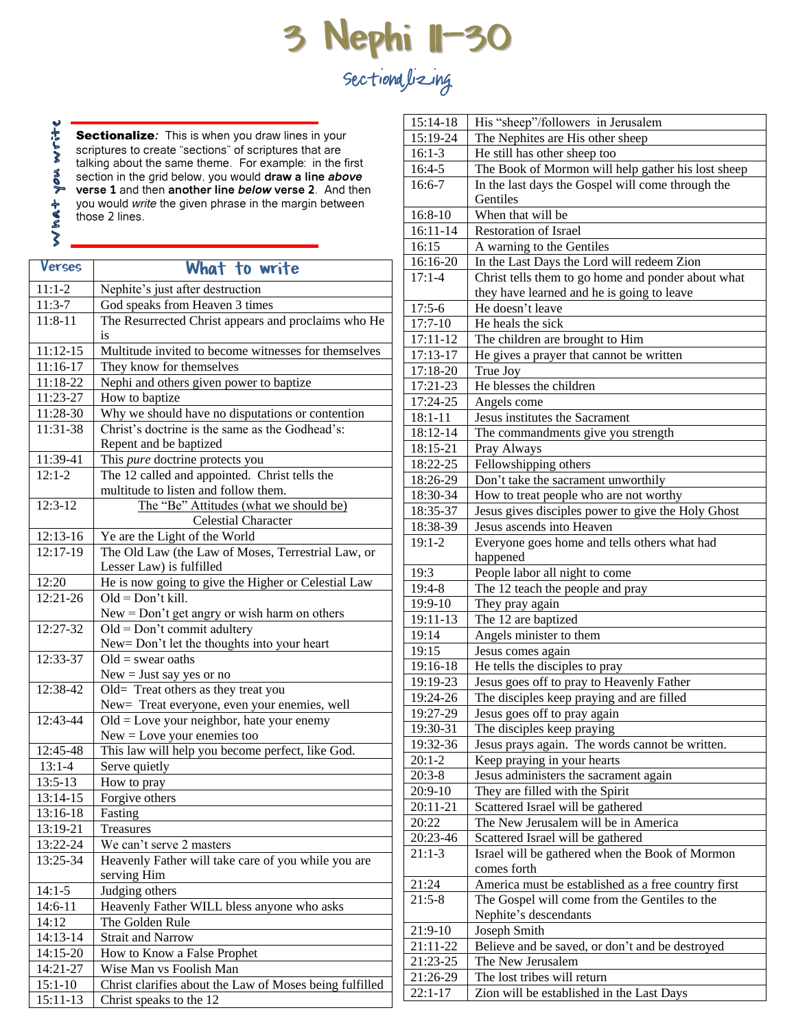# 3 Nephi 11–30

## Sectionalizing

*What you write*

**Sectionalize:** This is when you draw lines in your scriptures to create "sections" of scriptures that are talking about the same theme. For example: in the first section in the grid below, you would **draw a line *above* verse 1** and then **another line *below* verse 2**. And then you would *write* the given phrase in the margin between those 2 lines.

| Verses | What to write |
|---|---|
| 11:1-2 | Nephite's just after destruction |
| 11:3-7 | God speaks from Heaven 3 times |
| 11:8-11 | The Resurrected Christ appears and proclaims who He is |
| 11:12-15 | Multitude invited to become witnesses for themselves |
| 11:16-17 | They know for themselves |
| 11:18-22 | Nephi and others given power to baptize |
| 11:23-27 | How to baptize |
| 11:28-30 | Why we should have no disputations or contention |
| 11:31-38 | Christ's doctrine is the same as the Godhead's: Repent and be baptized |
| 11:39-41 | This *pure* doctrine protects you |
| 12:1-2 | The 12 called and appointed. Christ tells the multitude to listen and follow them. |
| 12:3-12 | The "Be" Attitudes (what we should be) Celestial Character |
| 12:13-16 | Ye are the Light of the World |
| 12:17-19 | The Old Law (the Law of Moses, Terrestrial Law, or Lesser Law) is fulfilled |
| 12:20 | He is now going to give the Higher or Celestial Law |
| 12:21-26 | Old = Don't kill. New = Don't get angry or wish harm on others |
| 12:27-32 | Old = Don't commit adultery New= Don't let the thoughts into your heart |
| 12:33-37 | Old = swear oaths New = Just say yes or no |
| 12:38-42 | Old= Treat others as they treat you New= Treat everyone, even your enemies, well |
| 12:43-44 | Old = Love your neighbor, hate your enemy New = Love your enemies too |
| 12:45-48 | This law will help you become perfect, like God. |
| 13:1-4 | Serve quietly |
| 13:5-13 | How to pray |
| 13:14-15 | Forgive others |
| 13:16-18 | Fasting |
| 13:19-21 | Treasures |
| 13:22-24 | We can't serve 2 masters |
| 13:25-34 | Heavenly Father will take care of you while you are serving Him |
| 14:1-5 | Judging others |
| 14:6-11 | Heavenly Father WILL bless anyone who asks |
| 14:12 | The Golden Rule |
| 14:13-14 | Strait and Narrow |
| 14:15-20 | How to Know a False Prophet |
| 14:21-27 | Wise Man vs Foolish Man |
| 15:1-10 | Christ clarifies about the Law of Moses being fulfilled |
| 15:11-13 | Christ speaks to the 12 |
| 15:14-18 | His "sheep"/followers in Jerusalem |
| 15:19-24 | The Nephites are His other sheep |
| 16:1-3 | He still has other sheep too |
| 16:4-5 | The Book of Mormon will help gather his lost sheep |
| 16:6-7 | In the last days the Gospel will come through the Gentiles |
| 16:8-10 | When that will be |
| 16:11-14 | Restoration of Israel |
| 16:15 | A warning to the Gentiles |
| 16:16-20 | In the Last Days the Lord will redeem Zion |
| 17:1-4 | Christ tells them to go home and ponder about what they have learned and he is going to leave |
| 17:5-6 | He doesn't leave |
| 17:7-10 | He heals the sick |
| 17:11-12 | The children are brought to Him |
| 17:13-17 | He gives a prayer that cannot be written |
| 17:18-20 | True Joy |
| 17:21-23 | He blesses the children |
| 17:24-25 | Angels come |
| 18:1-11 | Jesus institutes the Sacrament |
| 18:12-14 | The commandments give you strength |
| 18:15-21 | Pray Always |
| 18:22-25 | Fellowshipping others |
| 18:26-29 | Don't take the sacrament unworthily |
| 18:30-34 | How to treat people who are not worthy |
| 18:35-37 | Jesus gives disciples power to give the Holy Ghost |
| 18:38-39 | Jesus ascends into Heaven |
| 19:1-2 | Everyone goes home and tells others what had happened |
| 19:3 | People labor all night to come |
| 19:4-8 | The 12 teach the people and pray |
| 19:9-10 | They pray again |
| 19:11-13 | The 12 are baptized |
| 19:14 | Angels minister to them |
| 19:15 | Jesus comes again |
| 19:16-18 | He tells the disciples to pray |
| 19:19-23 | Jesus goes off to pray to Heavenly Father |
| 19:24-26 | The disciples keep praying and are filled |
| 19:27-29 | Jesus goes off to pray again |
| 19:30-31 | The disciples keep praying |
| 19:32-36 | Jesus prays again. The words cannot be written. |
| 20:1-2 | Keep praying in your hearts |
| 20:3-8 | Jesus administers the sacrament again |
| 20:9-10 | They are filled with the Spirit |
| 20:11-21 | Scattered Israel will be gathered |
| 20:22 | The New Jerusalem will be in America |
| 20:23-46 | Scattered Israel will be gathered |
| 21:1-3 | Israel will be gathered when the Book of Mormon comes forth |
| 21:24 | America must be established as a free country first |
| 21:5-8 | The Gospel will come from the Gentiles to the Nephite's descendants |
| 21:9-10 | Joseph Smith |
| 21:11-22 | Believe and be saved, or don't and be destroyed |
| 21:23-25 | The New Jerusalem |
| 21:26-29 | The lost tribes will return |
| 22:1-17 | Zion will be established in the Last Days |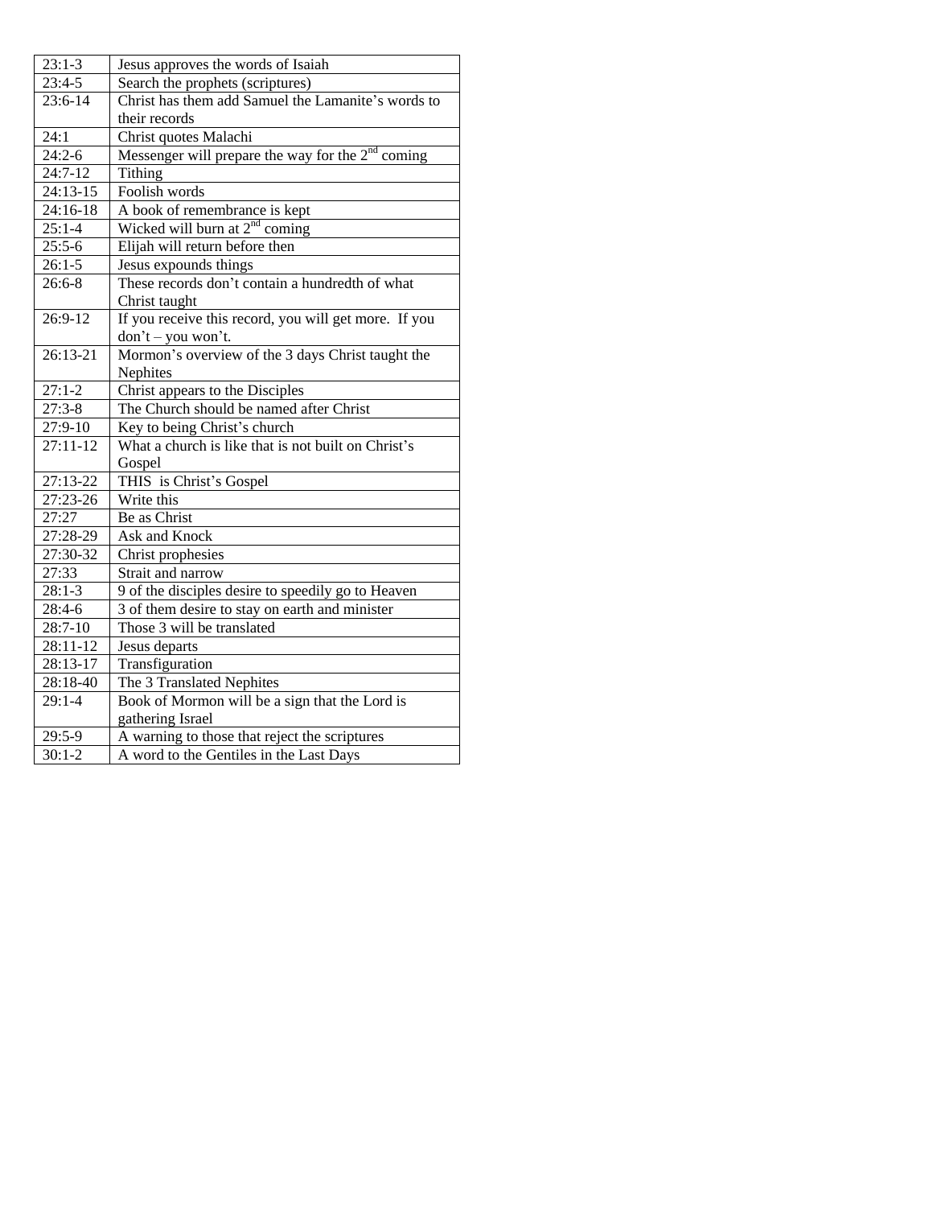| | |
|---|---|
| 23:1-3 | Jesus approves the words of Isaiah |
| 23:4-5 | Search the prophets (scriptures) |
| 23:6-14 | Christ has them add Samuel the Lamanite's words to their records |
| 24:1 | Christ quotes Malachi |
| 24:2-6 | Messenger will prepare the way for the 2nd coming |
| 24:7-12 | Tithing |
| 24:13-15 | Foolish words |
| 24:16-18 | A book of remembrance is kept |
| 25:1-4 | Wicked will burn at 2nd coming |
| 25:5-6 | Elijah will return before then |
| 26:1-5 | Jesus expounds things |
| 26:6-8 | These records don't contain a hundredth of what Christ taught |
| 26:9-12 | If you receive this record, you will get more. If you don't – you won't. |
| 26:13-21 | Mormon's overview of the 3 days Christ taught the Nephites |
| 27:1-2 | Christ appears to the Disciples |
| 27:3-8 | The Church should be named after Christ |
| 27:9-10 | Key to being Christ's church |
| 27:11-12 | What a church is like that is not built on Christ's Gospel |
| 27:13-22 | THIS is Christ's Gospel |
| 27:23-26 | Write this |
| 27:27 | Be as Christ |
| 27:28-29 | Ask and Knock |
| 27:30-32 | Christ prophesies |
| 27:33 | Strait and narrow |
| 28:1-3 | 9 of the disciples desire to speedily go to Heaven |
| 28:4-6 | 3 of them desire to stay on earth and minister |
| 28:7-10 | Those 3 will be translated |
| 28:11-12 | Jesus departs |
| 28:13-17 | Transfiguration |
| 28:18-40 | The 3 Translated Nephites |
| 29:1-4 | Book of Mormon will be a sign that the Lord is gathering Israel |
| 29:5-9 | A warning to those that reject the scriptures |
| 30:1-2 | A word to the Gentiles in the Last Days |